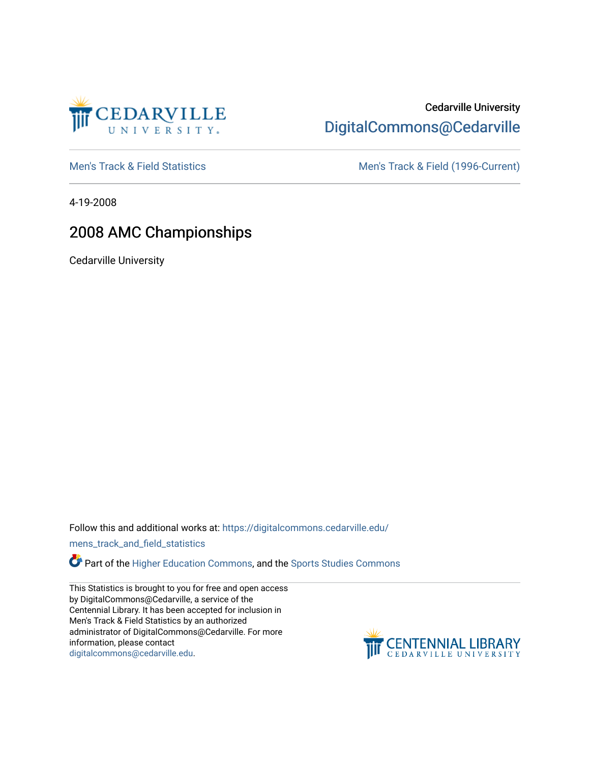Cedarville University

DigitalCommons@Cedarville

Men's Track & Field Statistics

Men's Track & Field (1996-Current)

4-19-2008

# 2008 AMC Championships

Cedarville University

Follow this and additional works at: https://digitalcommons.cedarville.edu/mens_track_and_field_statistics

Part of the Higher Education Commons, and the Sports Studies Commons

This Statistics is brought to you for free and open access by DigitalCommons@Cedarville, a service of the Centennial Library. It has been accepted for inclusion in Men's Track & Field Statistics by an authorized administrator of DigitalCommons@Cedarville. For more information, please contact digitalcommons@cedarville.edu.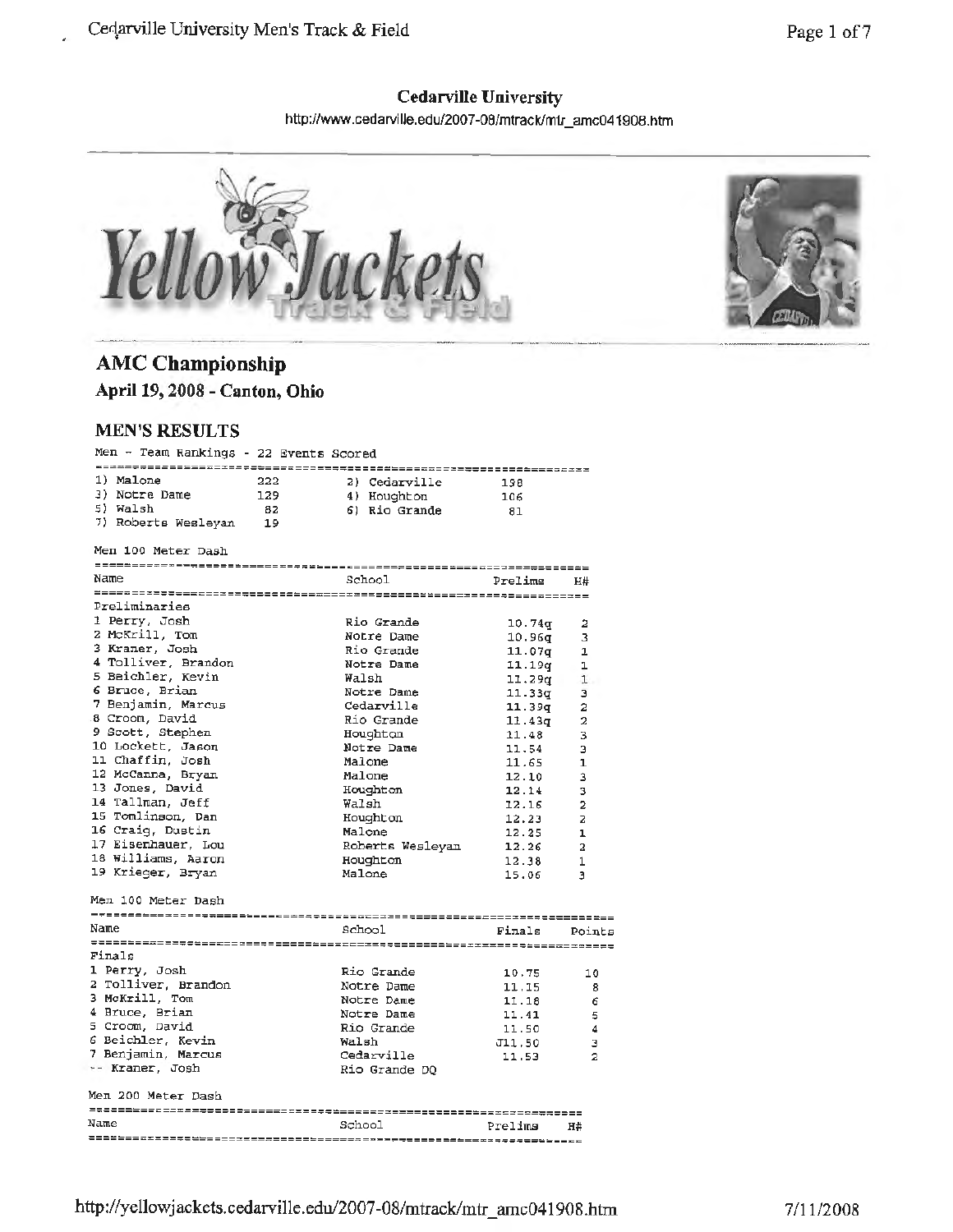# Cedarville University

http://www.cedarville.edu/2007-08/mtrack/mtr_amc041908.htm

## AMC Championship

### April 19, 2008 - Canton, Ohio

### MEN'S RESULTS

Men - Team Rankings - 22 Events Scored

| Rank | Team | Points | Rank | Team | Points |
|---|---|---|---|---|---|
| 1) | Malone | 222 | 2) | Cedarville | 198 |
| 3) | Notre Dame | 129 | 4) | Houghton | 106 |
| 5) | Walsh | 82 | 6) | Rio Grande | 81 |
| 7) | Roberts Wesleyan | 19 | | | |

Men 100 Meter Dash

| Name | School | Prelims | H# |
|---|---|---|---|
| **Preliminaries** | | | |
| 1 Perry, Josh | Rio Grande | 10.74q | 2 |
| 2 McKrill, Tom | Notre Dame | 10.96q | 3 |
| 3 Kraner, Josh | Rio Grande | 11.07q | 1 |
| 4 Tolliver, Brandon | Notre Dame | 11.19q | 1 |
| 5 Beichler, Kevin | Walsh | 11.29q | 1 |
| 6 Bruce, Brian | Notre Dame | 11.33q | 3 |
| 7 Benjamin, Marcus | Cedarville | 11.39q | 2 |
| 8 Croom, David | Rio Grande | 11.43q | 2 |
| 9 Scott, Stephen | Houghton | 11.48 | 3 |
| 10 Lockett, Jason | Notre Dame | 11.54 | 3 |
| 11 Chaffin, Josh | Malone | 11.65 | 1 |
| 12 McCanna, Bryan | Malone | 12.10 | 3 |
| 13 Jones, David | Houghton | 12.14 | 3 |
| 14 Tallman, Jeff | Walsh | 12.16 | 2 |
| 15 Tomlinson, Dan | Houghton | 12.23 | 2 |
| 16 Craig, Dustin | Malone | 12.25 | 1 |
| 17 Eisenhauer, Lou | Roberts Wesleyan | 12.26 | 2 |
| 18 Williams, Aaron | Houghton | 12.38 | 1 |
| 19 Krieger, Bryan | Malone | 15.06 | 3 |

Men 100 Meter Dash

| Name | School | Finals | Points |
|---|---|---|---|
| **Finals** | | | |
| 1 Perry, Josh | Rio Grande | 10.75 | 10 |
| 2 Tolliver, Brandon | Notre Dame | 11.15 | 8 |
| 3 McKrill, Tom | Notre Dame | 11.18 | 6 |
| 4 Bruce, Brian | Notre Dame | 11.41 | 5 |
| 5 Croom, David | Rio Grande | 11.50 | 4 |
| 6 Beichler, Kevin | Walsh | J11.50 | 3 |
| 7 Benjamin, Marcus | Cedarville | 11.53 | 2 |
| -- Kraner, Josh | Rio Grande DQ | | |

Men 200 Meter Dash

| Name | School | Prelims | H# |
|---|---|---|---|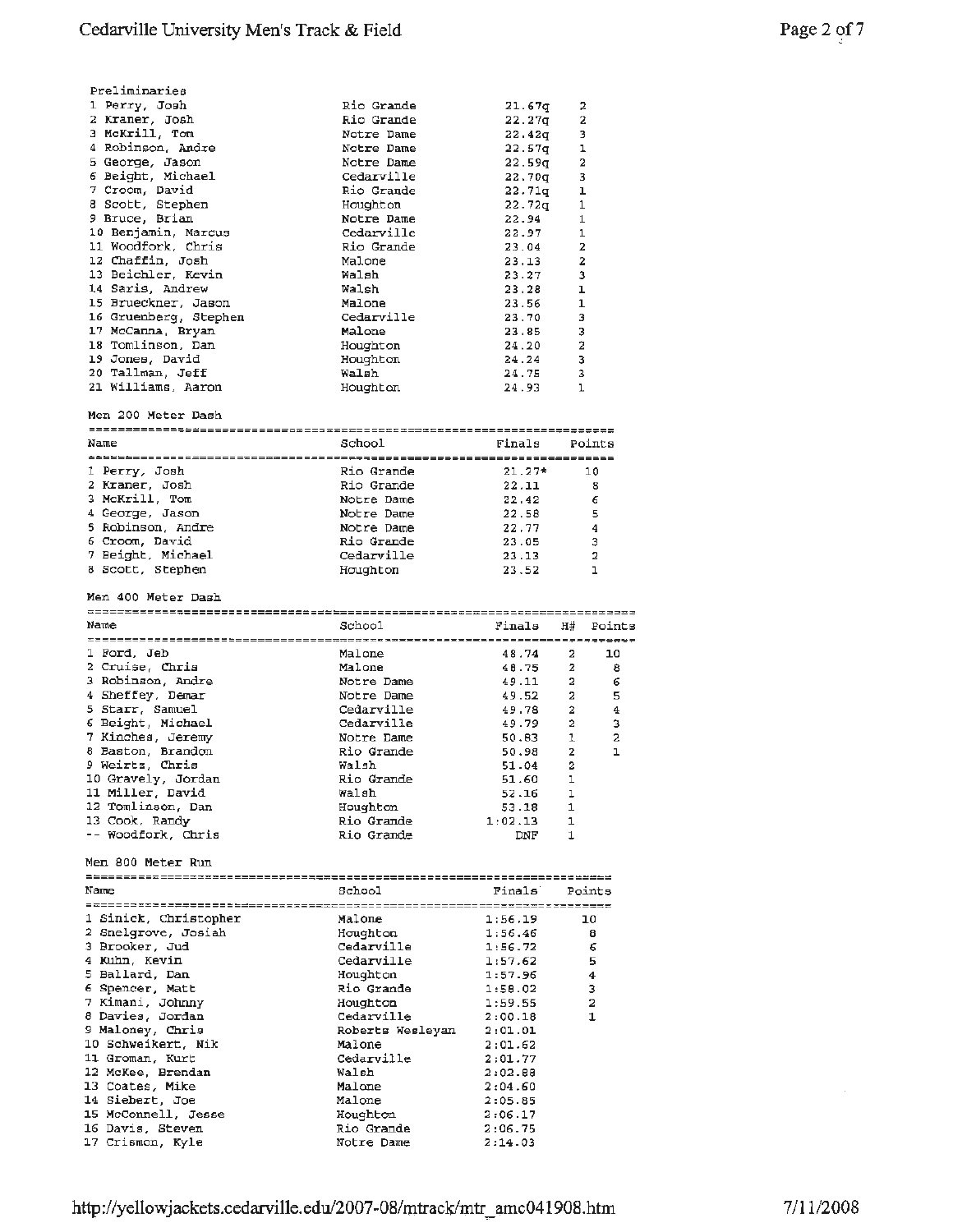Preliminaries

| Name | School | Prelims | H# |
|---|---|---|---|
| 1 Perry, Josh | Rio Grande | 21.67q | 2 |
| 2 Kraner, Josh | Rio Grande | 22.27q | 2 |
| 3 McKrill, Tom | Notre Dame | 22.42q | 3 |
| 4 Robinson, Andre | Notre Dame | 22.57q | 1 |
| 5 George, Jason | Notre Dame | 22.59q | 2 |
| 6 Beight, Michael | Cedarville | 22.70q | 3 |
| 7 Croom, David | Rio Grande | 22.71q | 1 |
| 8 Scott, Stephen | Houghton | 22.72q | 1 |
| 9 Bruce, Brian | Notre Dame | 22.94 | 1 |
| 10 Benjamin, Marcus | Cedarville | 22.97 | 1 |
| 11 Woodfork, Chris | Rio Grande | 23.04 | 2 |
| 12 Chaffin, Josh | Malone | 23.13 | 2 |
| 13 Deichler, Kevin | Walsh | 23.27 | 3 |
| 14 Saris, Andrew | Walsh | 23.28 | 1 |
| 15 Brueckner, Jason | Malone | 23.56 | 1 |
| 16 Gruenberg, Stephen | Cedarville | 23.70 | 3 |
| 17 McCanna, Bryan | Malone | 23.85 | 3 |
| 18 Tomlinson, Dan | Houghton | 24.20 | 2 |
| 19 Jones, David | Houghton | 24.24 | 3 |
| 20 Tallman, Jeff | Walsh | 24.75 | 3 |
| 21 Williams, Aaron | Houghton | 24.93 | 1 |

## Men 200 Meter Dash

| Name | School | Finals | Points |
|---|---|---|---|
| 1 Perry, Josh | Rio Grande | 21.27* | 10 |
| 2 Kraner, Josh | Rio Grande | 22.11 | 8 |
| 3 McKrill, Tom | Notre Dame | 22.42 | 6 |
| 4 George, Jason | Notre Dame | 22.58 | 5 |
| 5 Robinson, Andre | Notre Dame | 22.77 | 4 |
| 6 Croom, David | Rio Grande | 23.05 | 3 |
| 7 Beight, Michael | Cedarville | 23.13 | 2 |
| 8 Scott, Stephen | Houghton | 23.52 | 1 |

## Men 400 Meter Dash

| Name | School | Finals | H# | Points |
|---|---|---|---|---|
| 1 Ford, Jeb | Malone | 48.74 | 2 | 10 |
| 2 Cruise, Chris | Malone | 48.75 | 2 | 8 |
| 3 Robinson, Andre | Notre Dame | 49.11 | 2 | 6 |
| 4 Sheffey, Demar | Notre Dame | 49.52 | 2 | 5 |
| 5 Starr, Samuel | Cedarville | 49.78 | 2 | 4 |
| 6 Beight, Michael | Cedarville | 49.79 | 2 | 3 |
| 7 Kinches, Jeremy | Notre Dame | 50.83 | 1 | 2 |
| 8 Baston, Brandon | Rio Grande | 50.98 | 2 | 1 |
| 9 Weirtz, Chris | Walsh | 51.04 | 2 | |
| 10 Gravely, Jordan | Rio Grande | 51.60 | 1 | |
| 11 Miller, David | Walsh | 52.16 | 1 | |
| 12 Tomlinson, Dan | Houghton | 53.18 | 1 | |
| 13 Cook, Randy | Rio Grande | 1:02.13 | 1 | |
| -- Woodfork, Chris | Rio Grande | DNF | 1 | |

## Men 800 Meter Run

| Name | School | Finals | Points |
|---|---|---|---|
| 1 Sinick, Christopher | Malone | 1:56.19 | 10 |
| 2 Snelgrove, Josiah | Houghton | 1:56.46 | 8 |
| 3 Brooker, Jud | Cedarville | 1:56.72 | 6 |
| 4 Kuhn, Kevin | Cedarville | 1:57.62 | 5 |
| 5 Ballard, Dan | Houghton | 1:57.96 | 4 |
| 6 Spencer, Matt | Rio Grande | 1:58.02 | 3 |
| 7 Kimani, Johnny | Houghton | 1:59.55 | 2 |
| 8 Davies, Jordan | Cedarville | 2:00.18 | 1 |
| 9 Maloney, Chris | Roberts Wesleyan | 2:01.01 | |
| 10 Schweikert, Nik | Malone | 2:01.62 | |
| 11 Groman, Kurt | Cedarville | 2:01.77 | |
| 12 McKee, Brendan | Walsh | 2:02.88 | |
| 13 Coates, Mike | Malone | 2:04.60 | |
| 14 Siebert, Joe | Malone | 2:05.85 | |
| 15 McConnell, Jesse | Houghton | 2:06.17 | |
| 16 Davis, Steven | Rio Grande | 2:06.75 | |
| 17 Crismon, Kyle | Notre Dame | 2:14.03 | |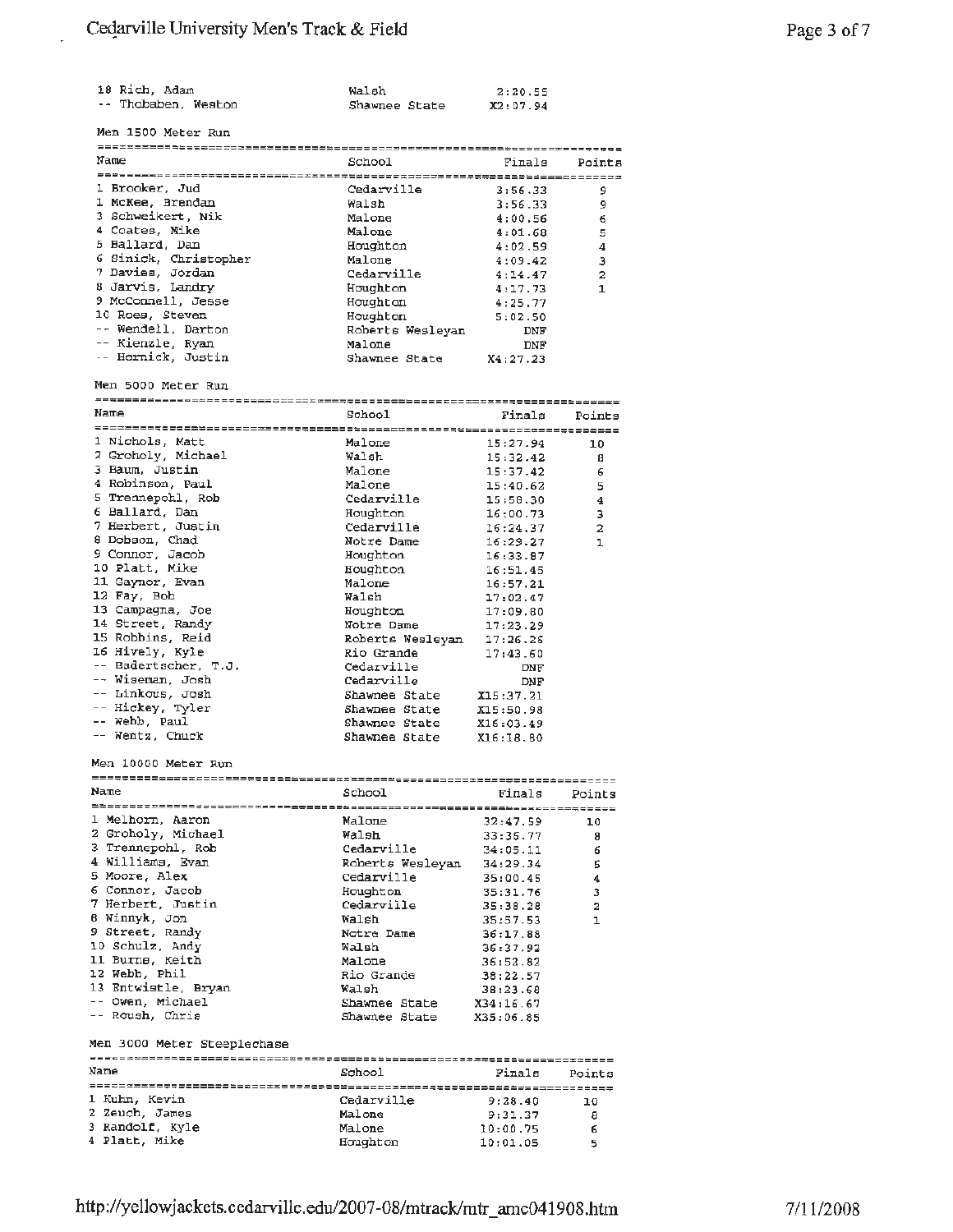| Name | School | Finals | Points |
|---|---|---|---|
| 18 Rich, Adam | Walsh | 2:20.55 | |
| -- Thobaben, Weston | Shawnee State | X2:07.94 | |

## Men 1500 Meter Run

| Name | School | Finals | Points |
|---|---|---|---|
| 1 Brooker, Jud | Cedarville | 3:56.33 | 9 |
| 1 McKee, Brendan | Walsh | 3:56.33 | 9 |
| 3 Schweikert, Nik | Malone | 4:00.56 | 6 |
| 4 Coates, Mike | Malone | 4:01.68 | 5 |
| 5 Ballard, Dan | Houghton | 4:02.59 | 4 |
| 6 Sinick, Christopher | Malone | 4:09.42 | 3 |
| 7 Davies, Jordan | Cedarville | 4:14.47 | 2 |
| 8 Jarvis, Landry | Houghton | 4:17.73 | 1 |
| 9 McConnell, Jesse | Houghton | 4:25.77 | |
| 10 Roes, Steven | Houghton | 5:02.50 | |
| -- Wendell, Darton | Roberts Wesleyan | DNF | |
| -- Kienzle, Ryan | Malone | DNF | |
| -- Hornick, Justin | Shawnee State | X4:27.23 | |

## Men 5000 Meter Run

| Name | School | Finals | Points |
|---|---|---|---|
| 1 Nichols, Matt | Malone | 15:27.94 | 10 |
| 2 Groholy, Michael | Walsh | 15:32.42 | 8 |
| 3 Baum, Justin | Malone | 15:37.42 | 6 |
| 4 Robinson, Paul | Malone | 15:40.62 | 5 |
| 5 Trennepohl, Rob | Cedarville | 15:58.30 | 4 |
| 6 Ballard, Dan | Houghton | 16:00.73 | 3 |
| 7 Herbert, Justin | Cedarville | 16:24.37 | 2 |
| 8 Dobson, Chad | Notre Dame | 16:29.27 | 1 |
| 9 Connor, Jacob | Houghton | 16:33.87 | |
| 10 Platt, Mike | Houghton | 16:51.45 | |
| 11 Caynor, Evan | Malone | 16:57.21 | |
| 12 Fay, Bob | Walsh | 17:02.47 | |
| 13 Campagna, Joe | Houghton | 17:09.80 | |
| 14 Street, Randy | Notre Dame | 17:23.29 | |
| 15 Robbins, Reid | Roberts Wesleyan | 17:26.26 | |
| 16 Hively, Kyle | Rio Grande | 17:43.60 | |
| -- Badertscher, T.J. | Cedarville | DNF | |
| -- Wiseman, Josh | Cedarville | DNF | |
| -- Linkous, Josh | Shawnee State | X15:37.21 | |
| -- Hickey, Tyler | Shawnee State | X15:50.98 | |
| -- Webb, Paul | Shawnee State | X16:03.49 | |
| -- Wentz, Chuck | Shawnee State | X16:18.80 | |

## Men 10000 Meter Run

| Name | School | Finals | Points |
|---|---|---|---|
| 1 Melhorn, Aaron | Malone | 32:47.59 | 10 |
| 2 Groholy, Michael | Walsh | 33:35.77 | 8 |
| 3 Trennepohl, Rob | Cedarville | 34:05.11 | 6 |
| 4 Williams, Evan | Roberts Wesleyan | 34:29.34 | 5 |
| 5 Moore, Alex | Cedarville | 35:00.45 | 4 |
| 6 Connor, Jacob | Houghton | 35:31.76 | 3 |
| 7 Herbert, Justin | Cedarville | 35:38.28 | 2 |
| 8 Winnyk, Jon | Walsh | 35:57.53 | 1 |
| 9 Street, Randy | Notre Dame | 36:17.88 | |
| 10 Schulz, Andy | Walsh | 36:37.92 | |
| 11 Burns, Keith | Malone | 36:52.82 | |
| 12 Webb, Phil | Rio Grande | 38:22.57 | |
| 13 Entwistle, Bryan | Walsh | 38:23.68 | |
| -- Owen, Michael | Shawnee State | X34:16.67 | |
| -- Roush, Chris | Shawnee State | X35:06.85 | |

## Men 3000 Meter Steeplechase

| Name | School | Finals | Points |
|---|---|---|---|
| 1 Kuhn, Kevin | Cedarville | 9:28.40 | 10 |
| 2 Zeuch, James | Malone | 9:31.37 | 8 |
| 3 Randolf, Kyle | Malone | 10:00.75 | 6 |
| 4 Platt, Mike | Houghton | 10:01.05 | 5 |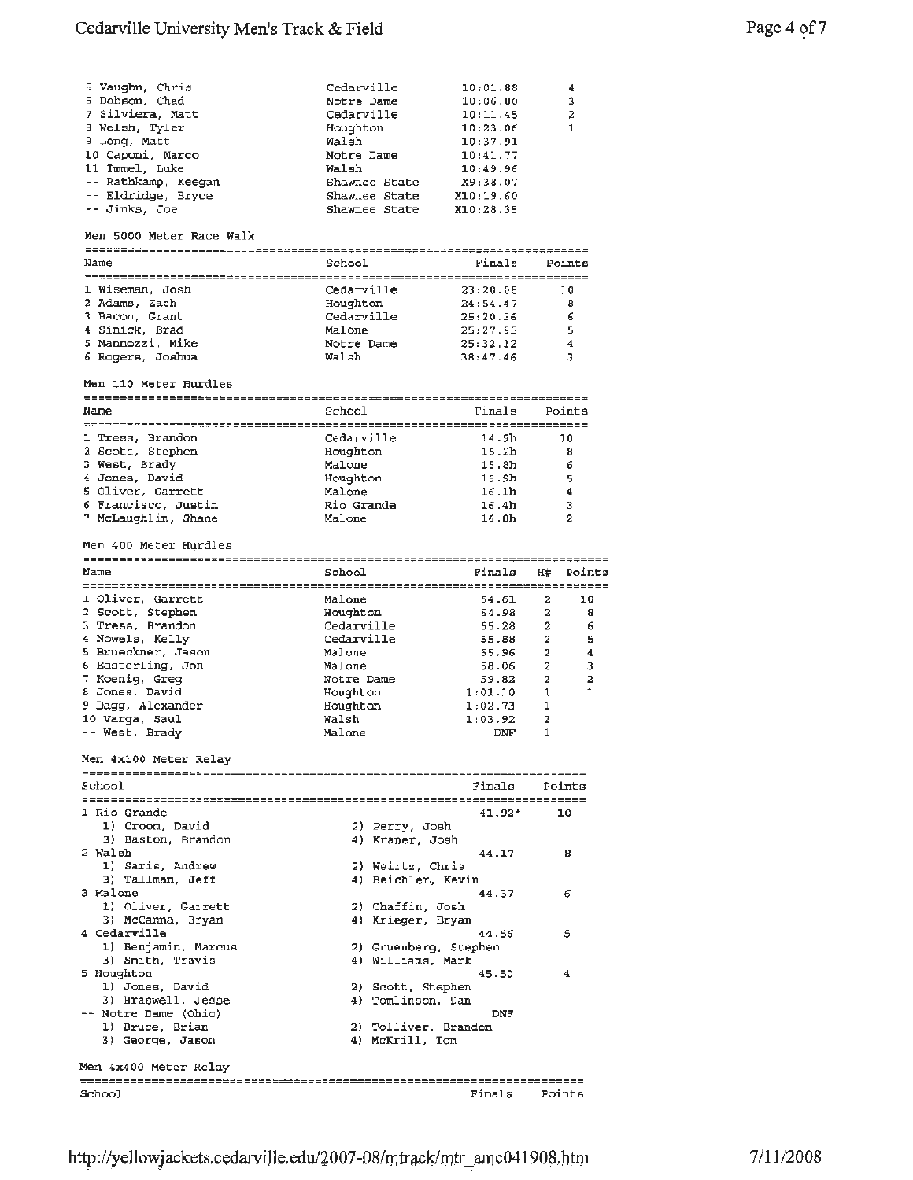| Name | School | Finals | Points |
|---|---|---|---|
| 5 Vaughn, Chris | Cedarville | 10:01.88 | 4 |
| 6 Dobson, Chad | Notre Dame | 10:06.80 | 3 |
| 7 Silviera, Matt | Cedarville | 10:11.45 | 2 |
| 8 Welsh, Tyler | Houghton | 10:23.06 | 1 |
| 9 Long, Matt | Walsh | 10:37.91 | |
| 10 Caponi, Marco | Notre Dame | 10:41.77 | |
| 11 Immel, Luke | Walsh | 10:49.96 | |
| -- Rathkamp, Keegan | Shawnee State | X9:38.07 | |
| -- Eldridge, Bryce | Shawnee State | X10:19.60 | |
| -- Jinks, Joe | Shawnee State | X10:28.35 | |

### Men 5000 Meter Race Walk

| Name | School | Finals | Points |
|---|---|---|---|
| 1 Wiseman, Josh | Cedarville | 23:20.08 | 10 |
| 2 Adams, Zach | Houghton | 24:54.47 | 8 |
| 3 Bacon, Grant | Cedarville | 25:20.36 | 6 |
| 4 Sinick, Brad | Malone | 25:27.95 | 5 |
| 5 Mannozzi, Mike | Notre Dame | 25:32.12 | 4 |
| 6 Rogers, Joshua | Walsh | 38:47.46 | 3 |

### Men 110 Meter Hurdles

| Name | School | Finals | Points |
|---|---|---|---|
| 1 Tress, Brandon | Cedarville | 14.9h | 10 |
| 2 Scott, Stephen | Houghton | 15.2h | 8 |
| 3 West, Brady | Malone | 15.8h | 6 |
| 4 Jones, David | Houghton | 15.9h | 5 |
| 5 Oliver, Garrett | Malone | 16.1h | 4 |
| 6 Francisco, Justin | Rio Grande | 16.4h | 3 |
| 7 McLaughlin, Shane | Malone | 16.8h | 2 |

### Men 400 Meter Hurdles

| Name | School | Finals | H# | Points |
|---|---|---|---|---|
| 1 Oliver, Garrett | Malone | 54.61 | 2 | 10 |
| 2 Scott, Stephen | Houghton | 54.98 | 2 | 8 |
| 3 Tress, Brandon | Cedarville | 55.28 | 2 | 6 |
| 4 Nowels, Kelly | Cedarville | 55.88 | 2 | 5 |
| 5 Brueckner, Jason | Malone | 55.96 | 2 | 4 |
| 6 Basterling, Jon | Malone | 58.06 | 2 | 3 |
| 7 Koenig, Greg | Notre Dame | 59.82 | 2 | 2 |
| 8 Jones, David | Houghton | 1:01.10 | 1 | 1 |
| 9 Dagg, Alexander | Houghton | 1:02.73 | 1 | |
| 10 Varga, Saul | Walsh | 1:03.92 | 2 | |
| -- West, Brady | Malone | DNF | 1 | |

### Men 4x100 Meter Relay

| School | | Finals | Points |
|---|---|---|---|
| 1 Rio Grande | | 41.92* | 10 |
| 1) Croom, David | 2) Perry, Josh | | |
| 3) Baston, Brandon | 4) Kraner, Josh | | |
| 2 Walsh | | 44.17 | 8 |
| 1) Saris, Andrew | 2) Weirtz, Chris | | |
| 3) Tallman, Jeff | 4) Beichler, Kevin | | |
| 3 Malone | | 44.37 | 6 |
| 1) Oliver, Garrett | 2) Chaffin, Josh | | |
| 3) McCanna, Bryan | 4) Krieger, Bryan | | |
| 4 Cedarville | | 44.56 | 5 |
| 1) Benjamin, Marcus | 2) Gruenberg, Stephen | | |
| 3) Smith, Travis | 4) Williams, Mark | | |
| 5 Houghton | | 45.50 | 4 |
| 1) Jones, David | 2) Scott, Stephen | | |
| 3) Braswell, Jesse | 4) Tomlinson, Dan | | |
| -- Notre Dame (Ohio) | | DNF | |
| 1) Bruce, Brian | 2) Tolliver, Brandon | | |
| 3) George, Jason | 4) McKrill, Tom | | |

### Men 4x400 Meter Relay

| School | Finals | Points |
|---|---|---|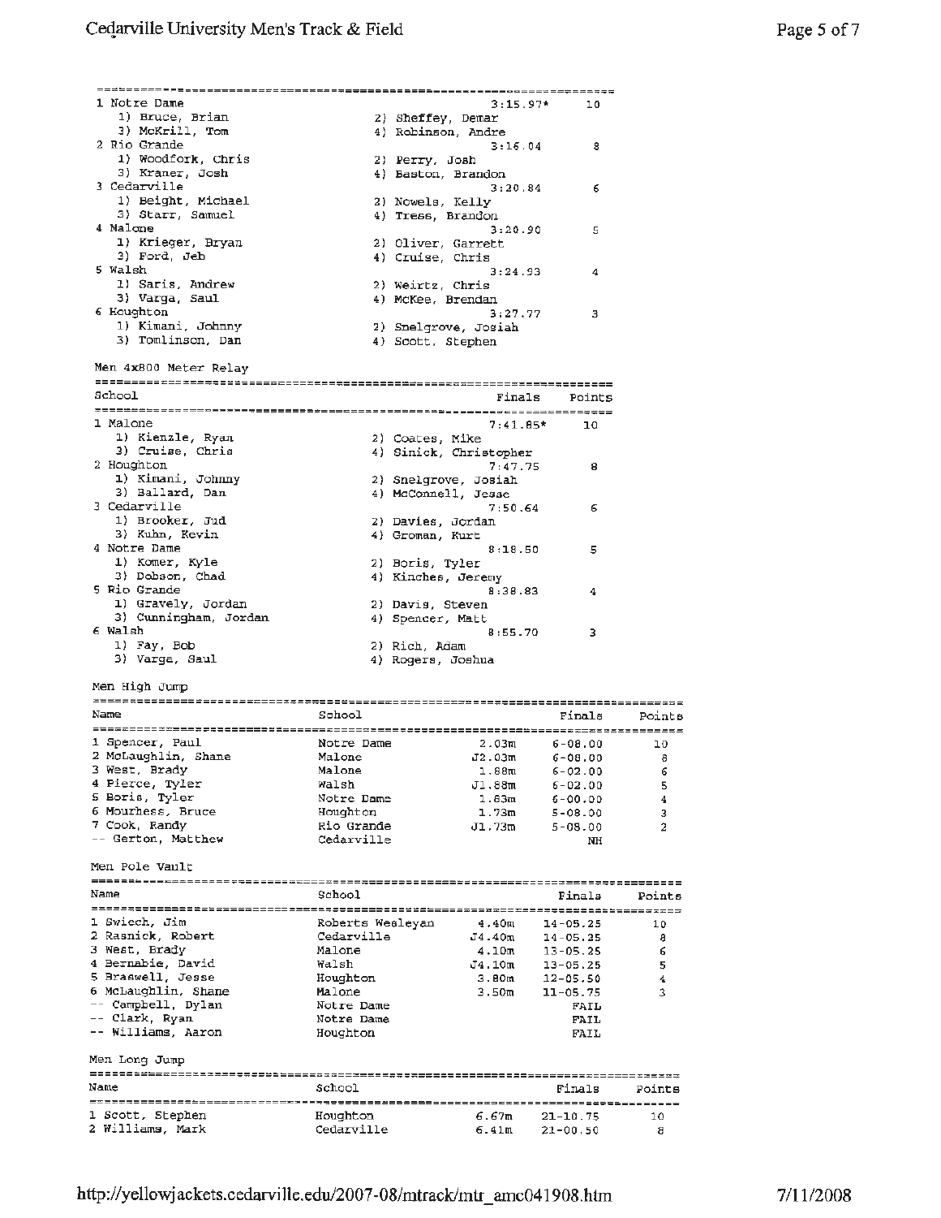| School | Finals | Points |
|---|---|---|
| 1 Notre Dame | 3:15.97* | 10 |
| 1) Bruce, Brian; 2) Sheffey, Demar; 3) McKrill, Tom; 4) Robinson, Andre | | |
| 2 Rio Grande | 3:16.04 | 8 |
| 1) Woodfork, Chris; 2) Perry, Josh; 3) Kraner, Josh; 4) Baston, Brandon | | |
| 3 Cedarville | 3:20.84 | 6 |
| 1) Beight, Michael; 2) Nowels, Kelly; 3) Starr, Samuel; 4) Tress, Brandon | | |
| 4 Malone | 3:20.90 | 5 |
| 1) Krieger, Bryan; 2) Oliver, Garrett; 3) Ford, Jeb; 4) Cruise, Chris | | |
| 5 Walsh | 3:24.93 | 4 |
| 1) Saris, Andrew; 2) Weirtz, Chris; 3) Varga, Saul; 4) McKee, Brendan | | |
| 6 Houghton | 3:27.77 | 3 |
| 1) Kimani, Johnny; 2) Snelgrove, Josiah; 3) Tomlinson, Dan; 4) Scott, Stephen | | |

## Men 4x800 Meter Relay

| School | Finals | Points |
|---|---|---|
| 1 Malone | 7:41.85* | 10 |
| 1) Kienzle, Ryan; 2) Coates, Mike; 3) Cruise, Chris; 4) Sinick, Christopher | | |
| 2 Houghton | 7:47.75 | 8 |
| 1) Kimani, Johnny; 2) Snelgrove, Josiah; 3) Ballard, Dan; 4) McConnell, Jesse | | |
| 3 Cedarville | 7:50.64 | 6 |
| 1) Brooker, Jud; 2) Davies, Jordan; 3) Kuhn, Kevin; 4) Groman, Kurt | | |
| 4 Notre Dame | 8:18.50 | 5 |
| 1) Komer, Kyle; 2) Boris, Tyler; 3) Dobson, Chad; 4) Kinches, Jeremy | | |
| 5 Rio Grande | 8:38.83 | 4 |
| 1) Gravely, Jordan; 2) Davis, Steven; 3) Cunningham, Jordan; 4) Spencer, Matt | | |
| 6 Walsh | 8:55.70 | 3 |
| 1) Fay, Bob; 2) Rich, Adam; 3) Varga, Saul; 4) Rogers, Joshua | | |

## Men High Jump

| Name | School | | Finals | Points |
|---|---|---|---|---|
| 1 Spencer, Paul | Notre Dame | 2.03m | 6-08.00 | 10 |
| 2 McLaughlin, Shane | Malone | J2.03m | 6-08.00 | 8 |
| 3 West, Brady | Malone | 1.88m | 6-02.00 | 6 |
| 4 Pierce, Tyler | Walsh | J1.88m | 6-02.00 | 5 |
| 5 Boris, Tyler | Notre Dame | 1.83m | 6-00.00 | 4 |
| 6 Mourhess, Bruce | Houghton | 1.73m | 5-08.00 | 3 |
| 7 Cook, Randy | Rio Grande | J1.73m | 5-08.00 | 2 |
| -- Gerton, Matthew | Cedarville | | NH | |

## Men Pole Vault

| Name | School | | Finals | Points |
|---|---|---|---|---|
| 1 Swiech, Jim | Roberts Wesleyan | 4.40m | 14-05.25 | 10 |
| 2 Rasnick, Robert | Cedarville | J4.40m | 14-05.25 | 8 |
| 3 West, Brady | Malone | 4.10m | 13-05.25 | 6 |
| 4 Bernabie, David | Walsh | J4.10m | 13-05.25 | 5 |
| 5 Braswell, Jesse | Houghton | 3.80m | 12-05.50 | 4 |
| 6 McLaughlin, Shane | Malone | 3.50m | 11-05.75 | 3 |
| -- Campbell, Dylan | Notre Dame | | FAIL | |
| -- Clark, Ryan | Notre Dame | | FAIL | |
| -- Williams, Aaron | Houghton | | FAIL | |

## Men Long Jump

| Name | School | | Finals | Points |
|---|---|---|---|---|
| 1 Scott, Stephen | Houghton | 6.67m | 21-10.75 | 10 |
| 2 Williams, Mark | Cedarville | 6.41m | 21-00.50 | 8 |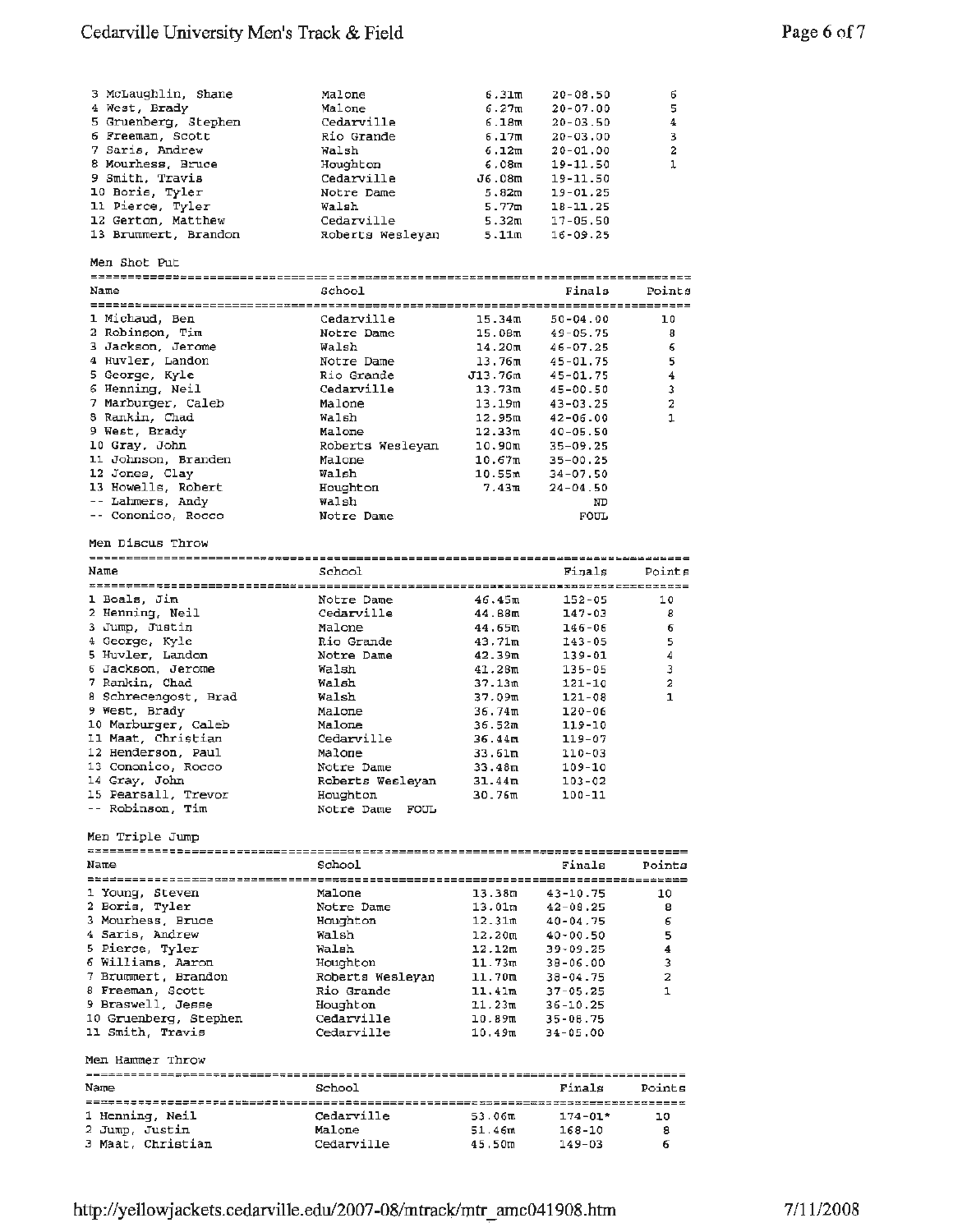| Name | School | | Finals | Points |
|---|---|---|---|---|
| 3 McLaughlin, Shane | Malone | 6.31m | 20-08.50 | 6 |
| 4 West, Brady | Malone | 6.27m | 20-07.00 | 5 |
| 5 Gruenberg, Stephen | Cedarville | 6.18m | 20-03.50 | 4 |
| 6 Freeman, Scott | Rio Grande | 6.17m | 20-03.00 | 3 |
| 7 Saris, Andrew | Walsh | 6.12m | 20-01.00 | 2 |
| 8 Mourhess, Bruce | Houghton | 6.08m | 19-11.50 | 1 |
| 9 Smith, Travis | Cedarville | J6.08m | 19-11.50 | |
| 10 Boris, Tyler | Notre Dame | 5.82m | 19-01.25 | |
| 11 Pierce, Tyler | Walsh | 5.77m | 18-11.25 | |
| 12 Gerton, Matthew | Cedarville | 5.32m | 17-05.50 | |
| 13 Brummert, Brandon | Roberts Wesleyan | 5.11m | 16-09.25 | |

Men Shot Put

| Name | School | | Finals | Points |
|---|---|---|---|---|
| 1 Michaud, Ben | Cedarville | 15.34m | 50-04.00 | 10 |
| 2 Robinson, Tim | Notre Dame | 15.08m | 49-05.75 | 8 |
| 3 Jackson, Jerome | Walsh | 14.20m | 46-07.25 | 6 |
| 4 Huvler, Landon | Notre Dame | 13.76m | 45-01.75 | 5 |
| 5 George, Kyle | Rio Grande | J13.76m | 45-01.75 | 4 |
| 6 Henning, Neil | Cedarville | 13.73m | 45-00.50 | 3 |
| 7 Marburger, Caleb | Malone | 13.19m | 43-03.25 | 2 |
| 8 Rankin, Chad | Walsh | 12.95m | 42-06.00 | 1 |
| 9 West, Brady | Malone | 12.33m | 40-05.50 | |
| 10 Gray, John | Roberts Wesleyan | 10.90m | 35-09.25 | |
| 11 Johnson, Branden | Malone | 10.67m | 35-00.25 | |
| 12 Jones, Clay | Walsh | 10.55m | 34-07.50 | |
| 13 Howells, Robert | Houghton | 7.43m | 24-04.50 | |
| -- Lahmers, Andy | Walsh | | ND | |
| -- Cononico, Rocco | Notre Dame | | FOUL | |

Men Discus Throw

| Name | School | | Finals | Points |
|---|---|---|---|---|
| 1 Boals, Jim | Notre Dame | 46.45m | 152-05 | 10 |
| 2 Henning, Neil | Cedarville | 44.88m | 147-03 | 8 |
| 3 Jump, Justin | Malone | 44.65m | 146-06 | 6 |
| 4 George, Kyle | Rio Grande | 43.71m | 143-05 | 5 |
| 5 Huvler, Landon | Notre Dame | 42.39m | 139-01 | 4 |
| 6 Jackson, Jerome | Walsh | 41.28m | 135-05 | 3 |
| 7 Rankin, Chad | Walsh | 37.13m | 121-10 | 2 |
| 8 Schrecengost, Brad | Walsh | 37.09m | 121-08 | 1 |
| 9 West, Brady | Malone | 36.74m | 120-06 | |
| 10 Marburger, Caleb | Malone | 36.52m | 119-10 | |
| 11 Maat, Christian | Cedarville | 36.44m | 119-07 | |
| 12 Henderson, Paul | Malone | 33.61m | 110-03 | |
| 13 Cononico, Rocco | Notre Dame | 33.48m | 109-10 | |
| 14 Gray, John | Roberts Wesleyan | 31.44m | 103-02 | |
| 15 Pearsall, Trevor | Houghton | 30.76m | 100-11 | |
| -- Robinson, Tim | Notre Dame FOUL | | | |

Men Triple Jump

| Name | School | | Finals | Points |
|---|---|---|---|---|
| 1 Young, Steven | Malone | 13.38m | 43-10.75 | 10 |
| 2 Boris, Tyler | Notre Dame | 13.01m | 42-08.25 | 8 |
| 3 Mourhess, Bruce | Houghton | 12.31m | 40-04.75 | 6 |
| 4 Saris, Andrew | Walsh | 12.20m | 40-00.50 | 5 |
| 5 Pierce, Tyler | Walsh | 12.12m | 39-09.25 | 4 |
| 6 Williams, Aaron | Houghton | 11.73m | 38-06.00 | 3 |
| 7 Brummert, Brandon | Roberts Wesleyan | 11.70m | 38-04.75 | 2 |
| 8 Freeman, Scott | Rio Grande | 11.41m | 37-05.25 | 1 |
| 9 Braswell, Jesse | Houghton | 11.23m | 36-10.25 | |
| 10 Gruenberg, Stephen | Cedarville | 10.89m | 35-08.75 | |
| 11 Smith, Travis | Cedarville | 10.49m | 34-05.00 | |

Men Hammer Throw

| Name | School | | Finals | Points |
|---|---|---|---|---|
| 1 Henning, Neil | Cedarville | 53.06m | 174-01* | 10 |
| 2 Jump, Justin | Malone | 51.46m | 168-10 | 8 |
| 3 Maat, Christian | Cedarville | 45.50m | 149-03 | 6 |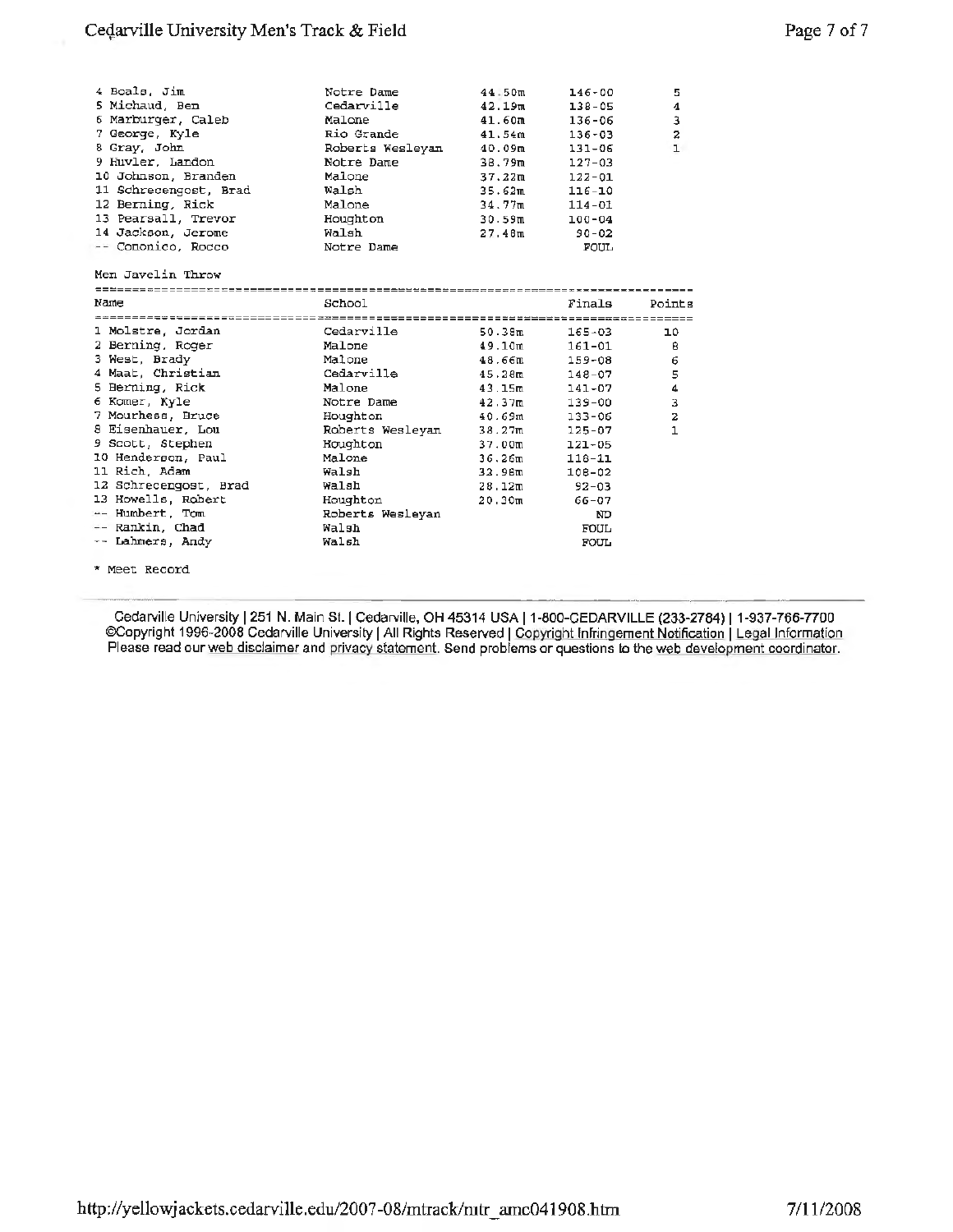| | | | | |
|---|---|---|---|---|
| 4 Boals, Jim | Notre Dame | 44.50m | 146-00 | 5 |
| 5 Michaud, Ben | Cedarville | 42.19m | 138-05 | 4 |
| 6 Marburger, Caleb | Malone | 41.60m | 136-06 | 3 |
| 7 George, Kyle | Rio Grande | 41.54m | 136-03 | 2 |
| 8 Gray, John | Roberts Wesleyan | 40.09m | 131-06 | 1 |
| 9 Huvler, Landon | Notre Dame | 38.79m | 127-03 | |
| 10 Johnson, Branden | Malone | 37.22m | 122-01 | |
| 11 Schrecengost, Brad | Walsh | 35.62m | 116-10 | |
| 12 Berning, Rick | Malone | 34.77m | 114-01 | |
| 13 Pearsall, Trevor | Houghton | 30.59m | 100-04 | |
| 14 Jackson, Jerome | Walsh | 27.48m | 90-02 | |
| -- Cononico, Rocco | Notre Dame | | FOUL | |

Men Javelin Throw

| Name | School | | Finals | Points |
|---|---|---|---|---|
| 1 Molstre, Jordan | Cedarville | 50.38m | 165-03 | 10 |
| 2 Berning, Roger | Malone | 49.10m | 161-01 | 8 |
| 3 West, Brady | Malone | 48.66m | 159-08 | 6 |
| 4 Maat, Christian | Cedarville | 45.28m | 148-07 | 5 |
| 5 Berning, Rick | Malone | 43.15m | 141-07 | 4 |
| 6 Komer, Kyle | Notre Dame | 42.37m | 139-00 | 3 |
| 7 Mourhess, Bruce | Houghton | 40.69m | 133-06 | 2 |
| 8 Eisenhauer, Lou | Roberts Wesleyan | 38.27m | 125-07 | 1 |
| 9 Scott, Stephen | Houghton | 37.00m | 121-05 | |
| 10 Henderson, Paul | Malone | 36.26m | 118-11 | |
| 11 Rich, Adam | Walsh | 32.98m | 108-02 | |
| 12 Schrecengost, Brad | Walsh | 28.12m | 92-03 | |
| 13 Howells, Robert | Houghton | 20.30m | 66-07 | |
| -- Humbert, Tom | Roberts Wesleyan | | ND | |
| -- Rankin, Chad | Walsh | | FOUL | |
| -- Lahmers, Andy | Walsh | | FOUL | |

* Meet Record

Cedarville University | 251 N. Main St. | Cedarville, OH 45314 USA | 1-800-CEDARVILLE (233-2784) | 1-937-766-7700
©Copyright 1996-2008 Cedarville University | All Rights Reserved | Copyright Infringement Notification | Legal Information
Please read our web disclaimer and privacy statement. Send problems or questions to the web development coordinator.